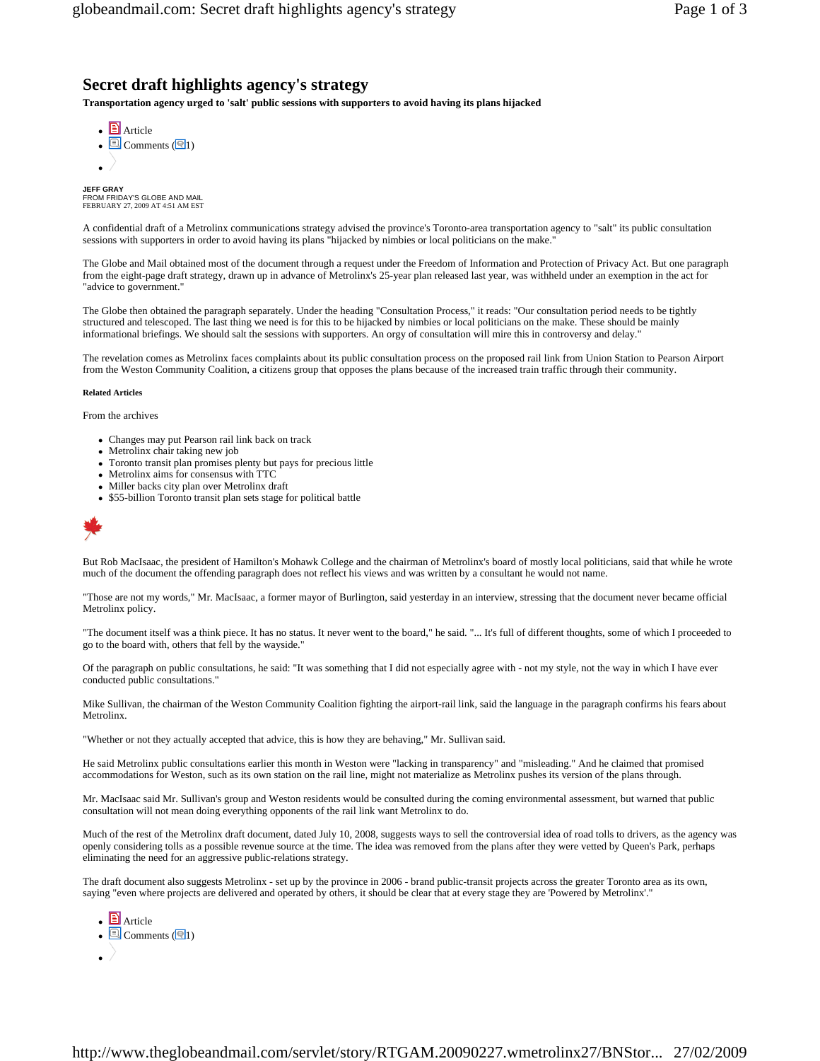# Secret draft highlights agency's strategy

**Transportation agency urged to 'salt' public sessions with supporters to avoid having its plans hijacked**

- Article
- Comments (1)

JEFF GRAY
FROM FRIDAY'S GLOBE AND MAIL
FEBRUARY 27, 2009 AT 4:51 AM EST

A confidential draft of a Metrolinx communications strategy advised the province's Toronto-area transportation agency to "salt" its public consultation sessions with supporters in order to avoid having its plans "hijacked by nimbies or local politicians on the make."

The Globe and Mail obtained most of the document through a request under the Freedom of Information and Protection of Privacy Act. But one paragraph from the eight-page draft strategy, drawn up in advance of Metrolinx's 25-year plan released last year, was withheld under an exemption in the act for "advice to government."

The Globe then obtained the paragraph separately. Under the heading "Consultation Process," it reads: "Our consultation period needs to be tightly structured and telescoped. The last thing we need is for this to be hijacked by nimbies or local politicians on the make. These should be mainly informational briefings. We should salt the sessions with supporters. An orgy of consultation will mire this in controversy and delay."

The revelation comes as Metrolinx faces complaints about its public consultation process on the proposed rail link from Union Station to Pearson Airport from the Weston Community Coalition, a citizens group that opposes the plans because of the increased train traffic through their community.

**Related Articles**

From the archives

- Changes may put Pearson rail link back on track
- Metrolinx chair taking new job
- Toronto transit plan promises plenty but pays for precious little
- Metrolinx aims for consensus with TTC
- Miller backs city plan over Metrolinx draft
- $55-billion Toronto transit plan sets stage for political battle

But Rob MacIsaac, the president of Hamilton's Mohawk College and the chairman of Metrolinx's board of mostly local politicians, said that while he wrote much of the document the offending paragraph does not reflect his views and was written by a consultant he would not name.

"Those are not my words," Mr. MacIsaac, a former mayor of Burlington, said yesterday in an interview, stressing that the document never became official Metrolinx policy.

"The document itself was a think piece. It has no status. It never went to the board," he said. "... It's full of different thoughts, some of which I proceeded to go to the board with, others that fell by the wayside."

Of the paragraph on public consultations, he said: "It was something that I did not especially agree with - not my style, not the way in which I have ever conducted public consultations."

Mike Sullivan, the chairman of the Weston Community Coalition fighting the airport-rail link, said the language in the paragraph confirms his fears about Metrolinx.

"Whether or not they actually accepted that advice, this is how they are behaving," Mr. Sullivan said.

He said Metrolinx public consultations earlier this month in Weston were "lacking in transparency" and "misleading." And he claimed that promised accommodations for Weston, such as its own station on the rail line, might not materialize as Metrolinx pushes its version of the plans through.

Mr. MacIsaac said Mr. Sullivan's group and Weston residents would be consulted during the coming environmental assessment, but warned that public consultation will not mean doing everything opponents of the rail link want Metrolinx to do.

Much of the rest of the Metrolinx draft document, dated July 10, 2008, suggests ways to sell the controversial idea of road tolls to drivers, as the agency was openly considering tolls as a possible revenue source at the time. The idea was removed from the plans after they were vetted by Queen's Park, perhaps eliminating the need for an aggressive public-relations strategy.

The draft document also suggests Metrolinx - set up by the province in 2006 - brand public-transit projects across the greater Toronto area as its own, saying "even where projects are delivered and operated by others, it should be clear that at every stage they are 'Powered by Metrolinx'."

- Article
- Comments (1)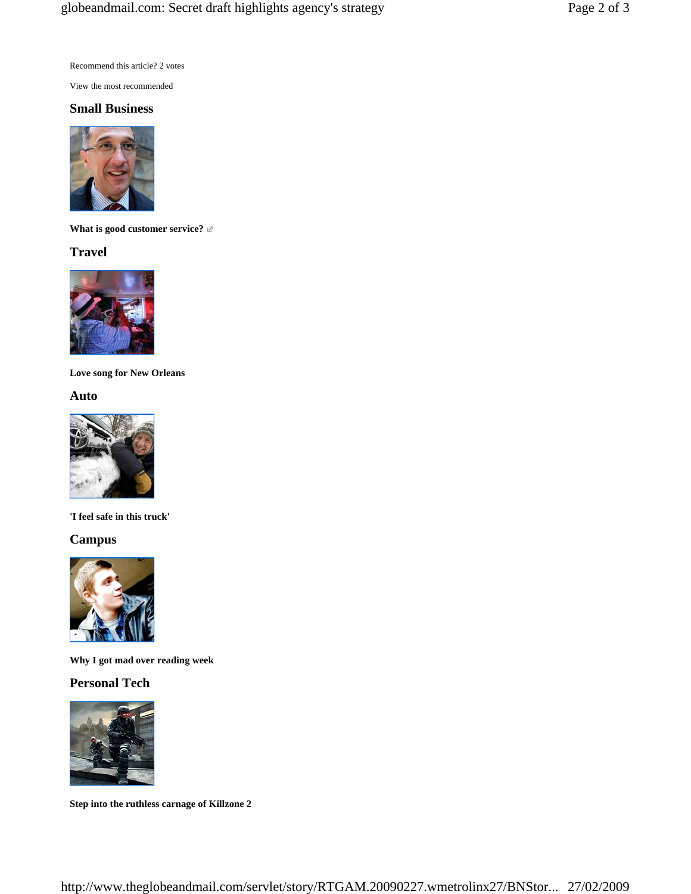Recommend this article? 2 votes

View the most recommended

## Small Business

**What is good customer service?**

## Travel

**Love song for New Orleans**

## Auto

**'I feel safe in this truck'**

## Campus

**Why I got mad over reading week**

## Personal Tech

**Step into the ruthless carnage of Killzone 2**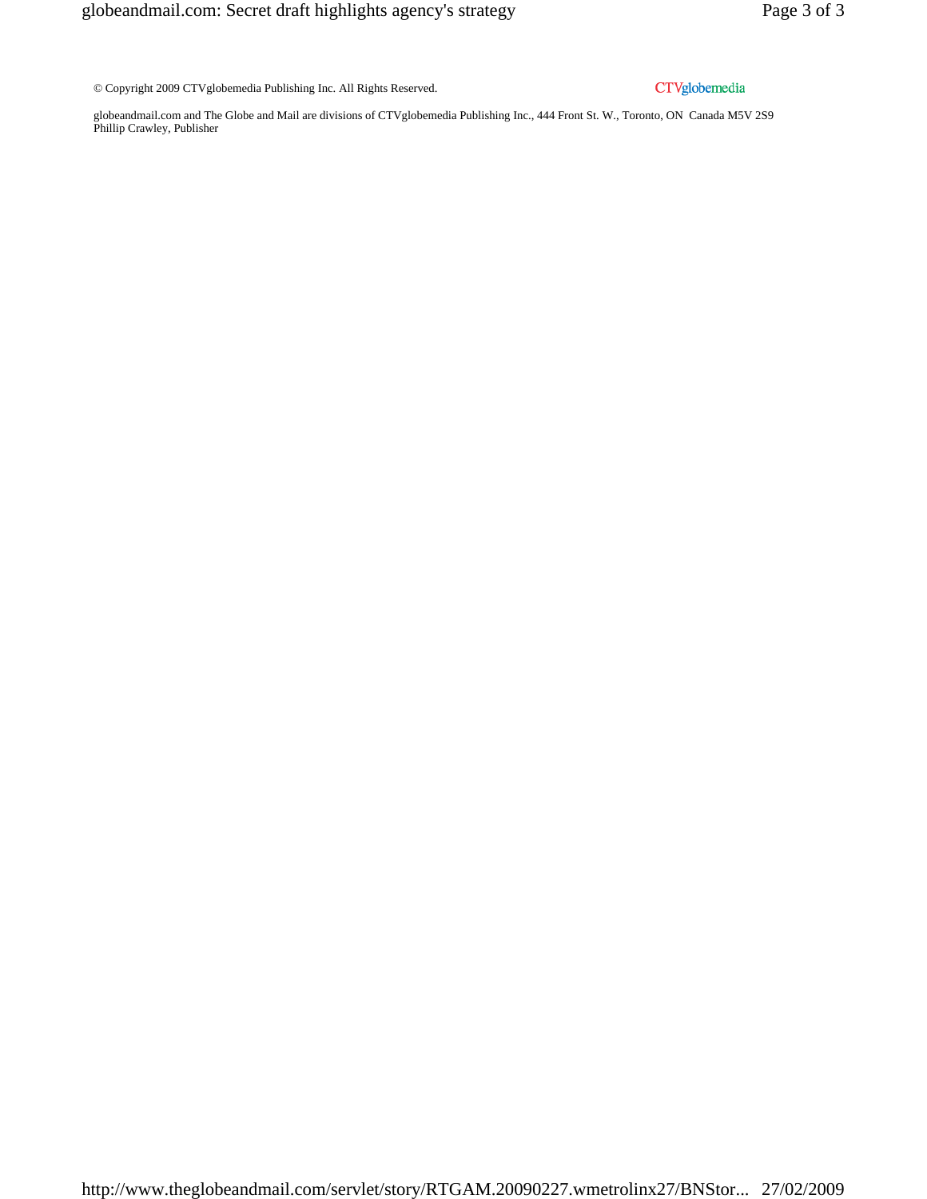© Copyright 2009 CTVglobemedia Publishing Inc. All Rights Reserved.

CTVglobemedia

globeandmail.com and The Globe and Mail are divisions of CTVglobemedia Publishing Inc., 444 Front St. W., Toronto, ON Canada M5V 2S9
Phillip Crawley, Publisher